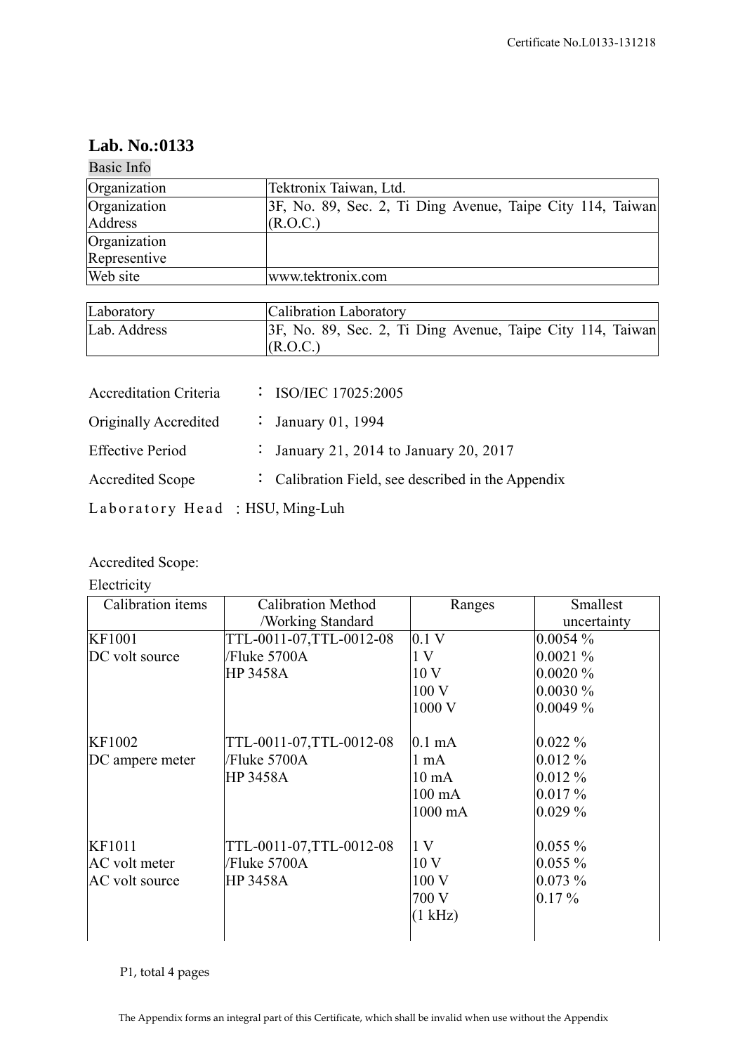## Lab. No.:0133

Basic Info

| Organization | Tektronix Taiwan, Ltd. |
|---|---|
| Organization Address | 3F, No. 89, Sec. 2, Ti Ding Avenue, Taipe City 114, Taiwan (R.O.C.) |
| Organization Represenitve | |
| Web site | www.tektronix.com |

| Laboratory | Calibration Laboratory |
|---|---|
| Lab. Address | 3F, No. 89, Sec. 2, Ti Ding Avenue, Taipe City 114, Taiwan (R.O.C.) |

Accreditation Criteria ： ISO/IEC 17025:2005

Originally Accredited ： January 01, 1994

Effective Period ： January 21, 2014 to January 20, 2017

Accredited Scope ： Calibration Field, see described in the Appendix

Laboratory Head ：HSU, Ming-Luh

Accredited Scope:

Electricity

| Calibration items | Calibration Method /Working Standard | Ranges | Smallest uncertainty |
|---|---|---|---|
| KF1001<br>DC volt source | TTL-0011-07,TTL-0012-08<br>/Fluke 5700A<br>HP 3458A | 0.1 V<br>1 V<br>10 V<br>100 V<br>1000 V | 0.0054 %<br>0.0021 %<br>0.0020 %<br>0.0030 %<br>0.0049 % |
| KF1002<br>DC ampere meter | TTL-0011-07,TTL-0012-08<br>/Fluke 5700A<br>HP 3458A | 0.1 mA<br>1 mA<br>10 mA<br>100 mA<br>1000 mA | 0.022 %<br>0.012 %<br>0.012 %<br>0.017 %<br>0.029 % |
| KF1011<br>AC volt meter<br>AC volt source | TTL-0011-07,TTL-0012-08<br>/Fluke 5700A<br>HP 3458A | 1 V<br>10 V<br>100 V<br>700 V<br>(1 kHz) | 0.055 %<br>0.055 %<br>0.073 %<br>0.17 % |

The Appendix forms an integral part of this Certificate, which shall be invalid when use without the Appendix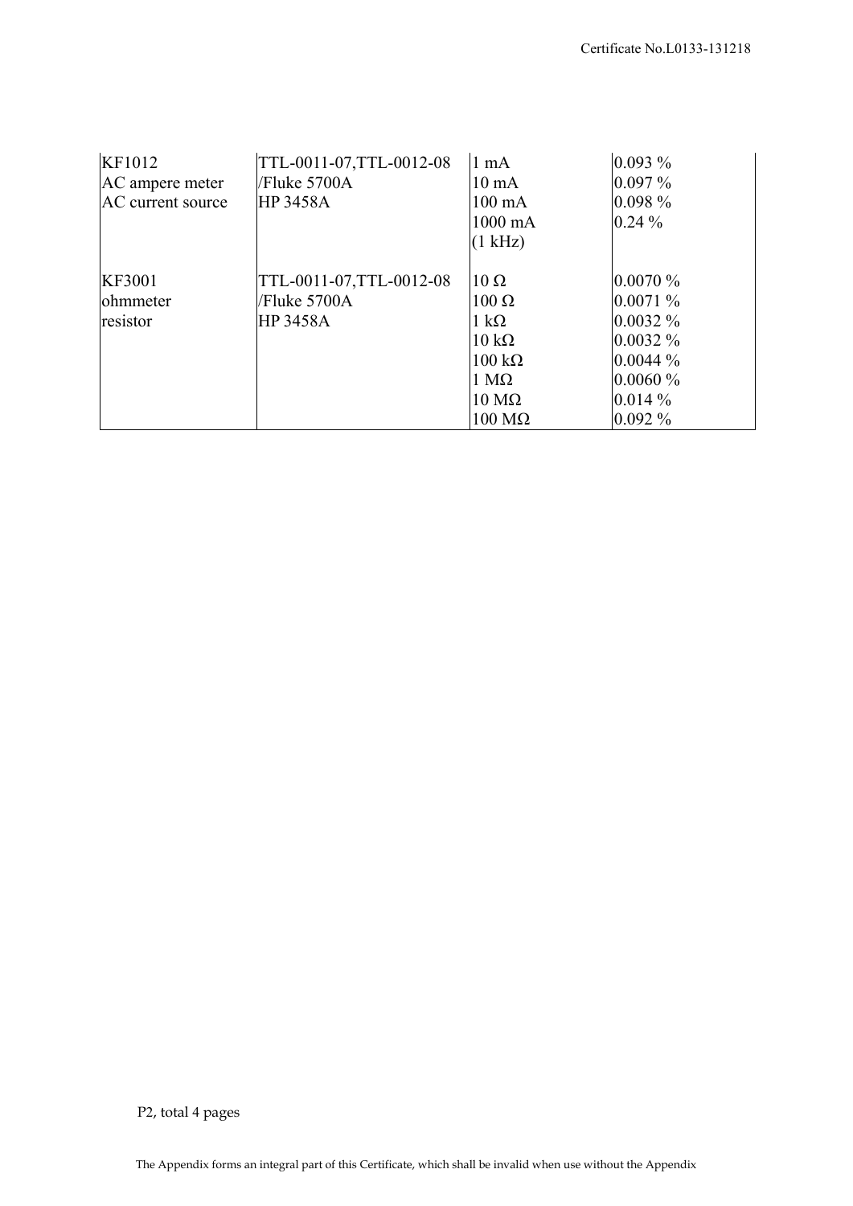| | | | |
|---|---|---|---|
| KF1012<br>AC ampere meter<br>AC current source | TTL-0011-07,TTL-0012-08<br>/Fluke 5700A<br>HP 3458A | 1 mA<br>10 mA<br>100 mA<br>1000 mA<br>(1 kHz) | 0.093 %<br>0.097 %<br>0.098 %<br>0.24 % |
| KF3001<br>ohmmeter<br>resistor | TTL-0011-07,TTL-0012-08<br>/Fluke 5700A<br>HP 3458A | 10 Ω<br>100 Ω<br>1 kΩ<br>10 kΩ<br>100 kΩ<br>1 MΩ<br>10 MΩ<br>100 MΩ | 0.0070 %<br>0.0071 %<br>0.0032 %<br>0.0032 %<br>0.0044 %<br>0.0060 %<br>0.014 %<br>0.092 % |

The Appendix forms an integral part of this Certificate, which shall be invalid when use without the Appendix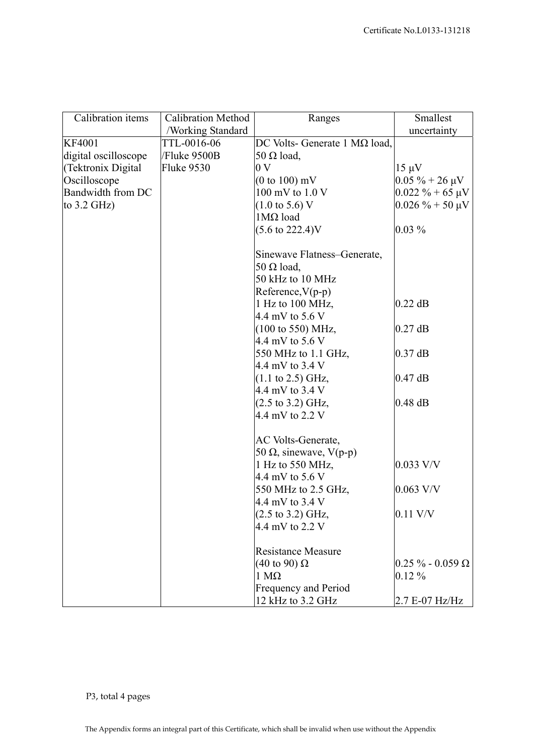| Calibration items | Calibration Method /Working Standard | Ranges | Smallest uncertainty |
| --- | --- | --- | --- |
| KF4001 digital oscilloscope (Tektronix Digital Oscilloscope Bandwidth from DC to 3.2 GHz) | TTL-0016-06 /Fluke 9500B Fluke 9530 | DC Volts- Generate 1 MΩ load, 50 Ω load, | |
| | | 0 V | 15 μV |
| | | (0 to 100) mV | 0.05 % + 26 μV |
| | | 100 mV to 1.0 V | 0.022 % + 65 μV |
| | | (1.0 to 5.6) V | 0.026 % + 50 μV |
| | | 1MΩ load | |
| | | (5.6 to 222.4)V | 0.03 % |
| | | Sinewave Flatness–Generate, 50 Ω load, 50 kHz to 10 MHz Reference,V(p-p) | |
| | | 1 Hz to 100 MHz, 4.4 mV to 5.6 V | 0.22 dB |
| | | (100 to 550) MHz, 4.4 mV to 5.6 V | 0.27 dB |
| | | 550 MHz to 1.1 GHz, 4.4 mV to 3.4 V | 0.37 dB |
| | | (1.1 to 2.5) GHz, 4.4 mV to 3.4 V | 0.47 dB |
| | | (2.5 to 3.2) GHz, 4.4 mV to 2.2 V | 0.48 dB |
| | | AC Volts-Generate, 50 Ω, sinewave, V(p-p) | |
| | | 1 Hz to 550 MHz, 4.4 mV to 5.6 V | 0.033 V/V |
| | | 550 MHz to 2.5 GHz, 4.4 mV to 3.4 V | 0.063 V/V |
| | | (2.5 to 3.2) GHz, 4.4 mV to 2.2 V | 0.11 V/V |
| | | Resistance Measure | |
| | | (40 to 90) Ω | 0.25 % - 0.059 Ω |
| | | 1 MΩ | 0.12 % |
| | | Frequency and Period | |
| | | 12 kHz to 3.2 GHz | 2.7 E-07 Hz/Hz |

The Appendix forms an integral part of this Certificate, which shall be invalid when use without the Appendix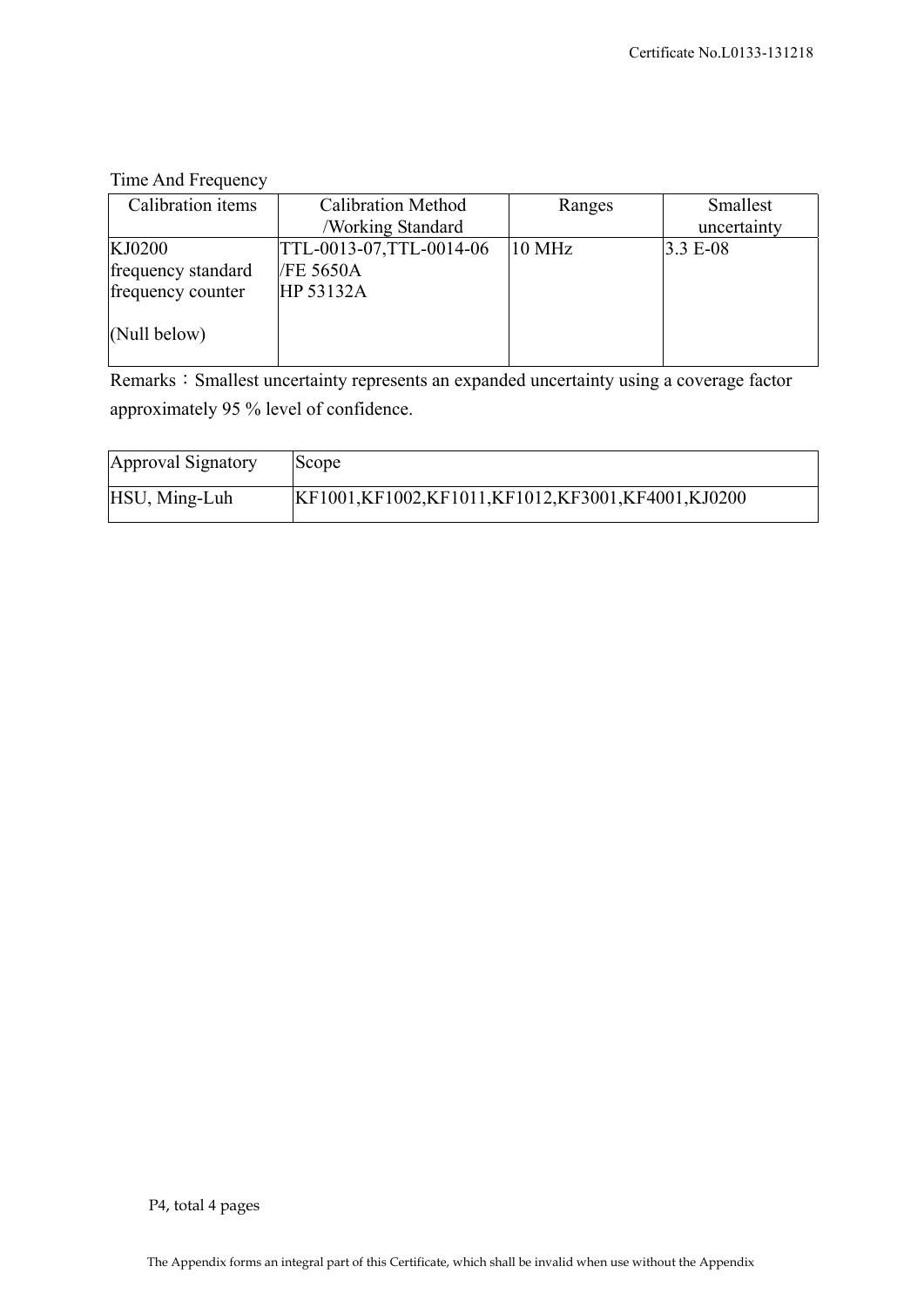Time And Frequency

| Calibration items | Calibration Method /Working Standard | Ranges | Smallest uncertainty |
| --- | --- | --- | --- |
| KJ0200 frequency standard frequency counter (Null below) | TTL-0013-07,TTL-0014-06 /FE 5650A HP 53132A | 10 MHz | 3.3 E-08 |

Remarks：Smallest uncertainty represents an expanded uncertainty using a coverage factor approximately 95 % level of confidence.

| Approval Signatory | Scope |
| --- | --- |
| HSU, Ming-Luh | KF1001,KF1002,KF1011,KF1012,KF3001,KF4001,KJ0200 |

The Appendix forms an integral part of this Certificate, which shall be invalid when use without the Appendix